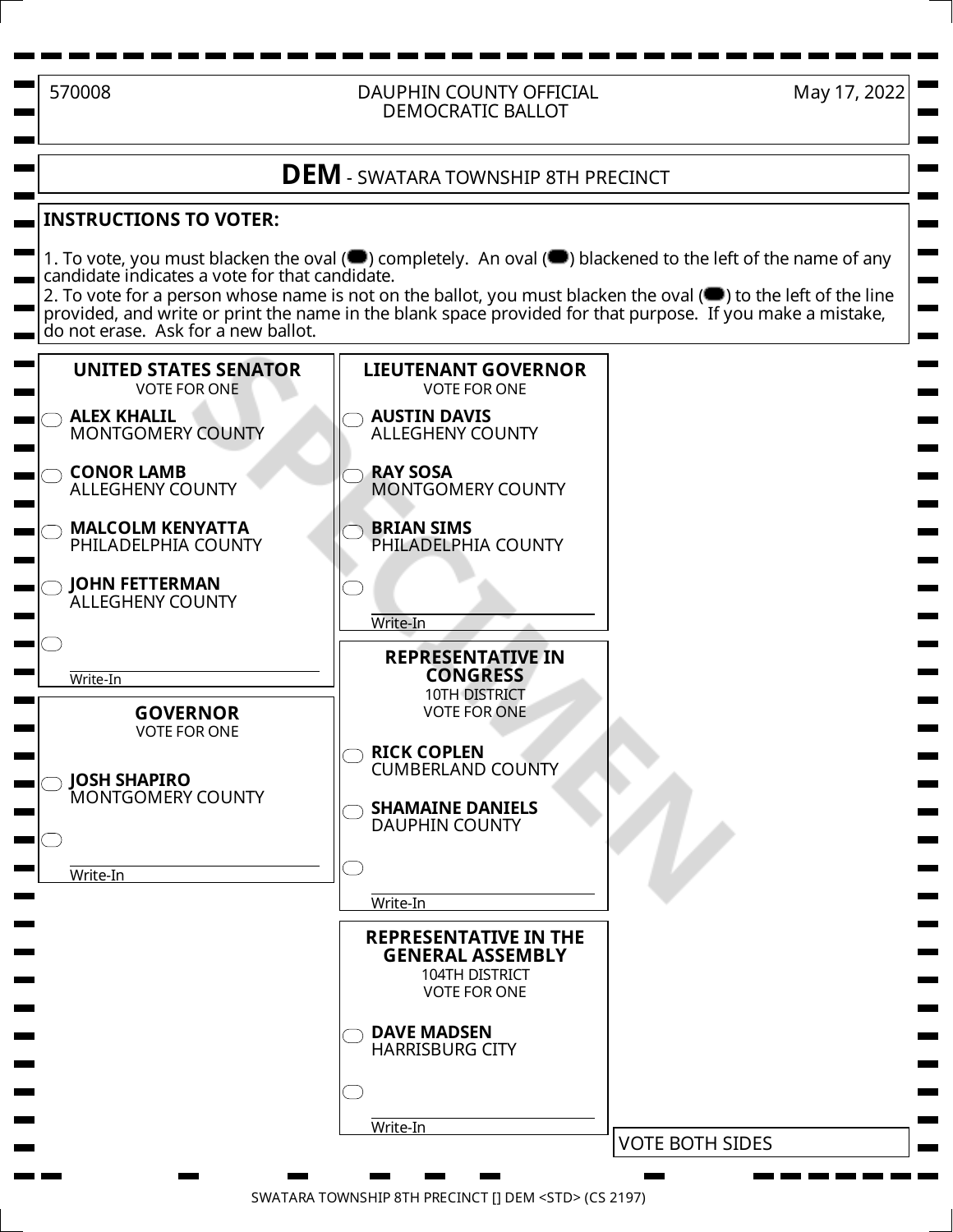570008

DAUPHIN COUNTY OFFICIAL
DEMOCRATIC BALLOT

May 17, 2022

# DEM - SWATARA TOWNSHIP 8TH PRECINCT

**INSTRUCTIONS TO VOTER:**

1. To vote, you must blacken the oval (⬬) completely. An oval (⬬) blackened to the left of the name of any candidate indicates a vote for that candidate.
2. To vote for a person whose name is not on the ballot, you must blacken the oval (⬬) to the left of the line provided, and write or print the name in the blank space provided for that purpose. If you make a mistake, do not erase. Ask for a new ballot.

## UNITED STATES SENATOR
VOTE FOR ONE

- ⬭ **ALEX KHALIL**
  MONTGOMERY COUNTY
- ⬭ **CONOR LAMB**
  ALLEGHENY COUNTY
- ⬭ **MALCOLM KENYATTA**
  PHILADELPHIA COUNTY
- ⬭ **JOHN FETTERMAN**
  ALLEGHENY COUNTY
- ⬭ ____________________
  Write-In

## GOVERNOR
VOTE FOR ONE

- ⬭ **JOSH SHAPIRO**
  MONTGOMERY COUNTY
- ⬭ ____________________
  Write-In

## LIEUTENANT GOVERNOR
VOTE FOR ONE

- ⬭ **AUSTIN DAVIS**
  ALLEGHENY COUNTY
- ⬭ **RAY SOSA**
  MONTGOMERY COUNTY
- ⬭ **BRIAN SIMS**
  PHILADELPHIA COUNTY
- ⬭ ____________________
  Write-In

## REPRESENTATIVE IN CONGRESS
10TH DISTRICT
VOTE FOR ONE

- ⬭ **RICK COPLEN**
  CUMBERLAND COUNTY
- ⬭ **SHAMAINE DANIELS**
  DAUPHIN COUNTY
- ⬭ ____________________
  Write-In

## REPRESENTATIVE IN THE GENERAL ASSEMBLY
104TH DISTRICT
VOTE FOR ONE

- ⬭ **DAVE MADSEN**
  HARRISBURG CITY
- ⬭ ____________________
  Write-In

VOTE BOTH SIDES

SWATARA TOWNSHIP 8TH PRECINCT [] DEM <STD> (CS 2197)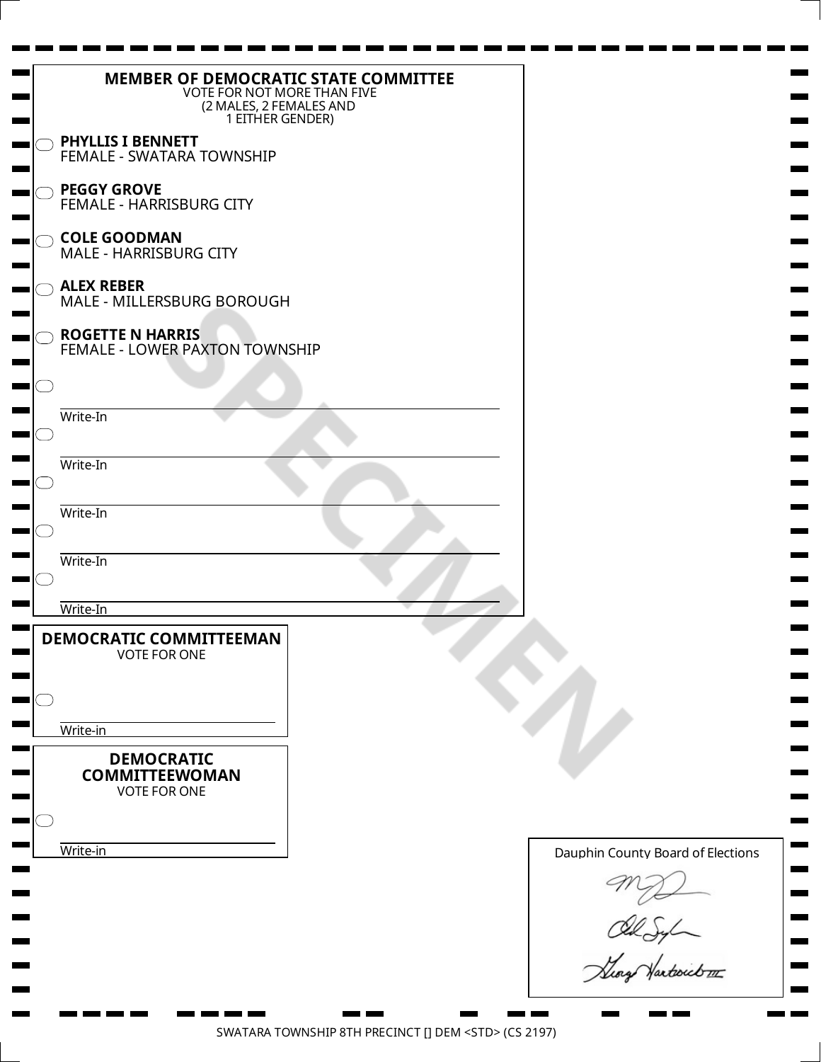## MEMBER OF DEMOCRATIC STATE COMMITTEE

VOTE FOR NOT MORE THAN FIVE
(2 MALES, 2 FEMALES AND
1 EITHER GENDER)

- ⬭ **PHYLLIS I BENNETT**
  FEMALE - SWATARA TOWNSHIP
- ⬭ **PEGGY GROVE**
  FEMALE - HARRISBURG CITY
- ⬭ **COLE GOODMAN**
  MALE - HARRISBURG CITY
- ⬭ **ALEX REBER**
  MALE - MILLERSBURG BOROUGH
- ⬭ **ROGETTE N HARRIS**
  FEMALE - LOWER PAXTON TOWNSHIP
- ⬭ ______________________
  Write-In
- ⬭ ______________________
  Write-In
- ⬭ ______________________
  Write-In
- ⬭ ______________________
  Write-In
- ⬭ ______________________
  Write-In

## DEMOCRATIC COMMITTEEMAN

VOTE FOR ONE

- ⬭ ______________________
  Write-in

## DEMOCRATIC COMMITTEEWOMAN

VOTE FOR ONE

- ⬭ ______________________
  Write-in

Dauphin County Board of Elections

SPECIMEN

SWATARA TOWNSHIP 8TH PRECINCT [] DEM <STD> (CS 2197)